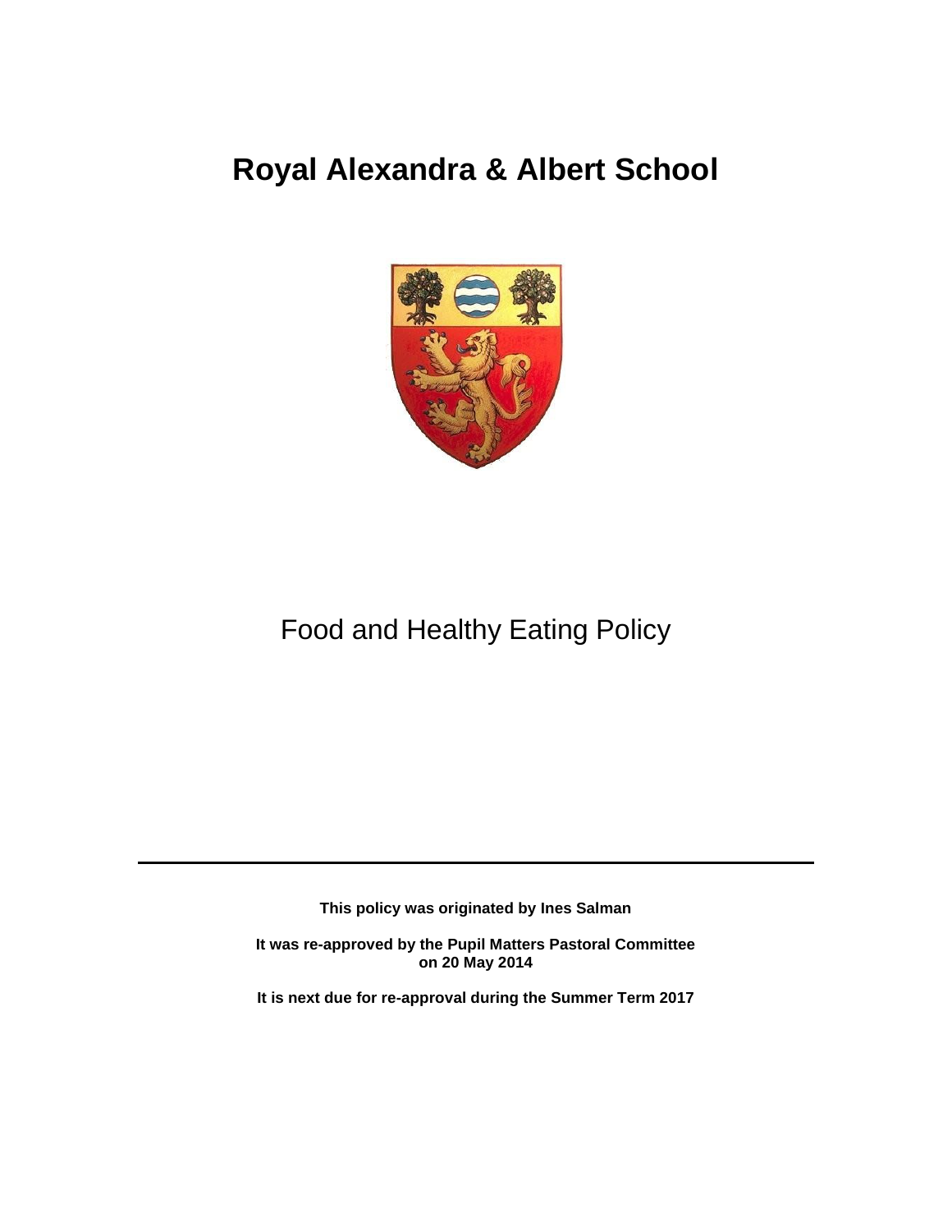# Royal Alexandra & Albert School

## Food and Healthy Eating Policy

---

**This policy was originated by Ines Salman**

**It was re-approved by the Pupil Matters Pastoral Committee on 20 May 2014**

**It is next due for re-approval during the Summer Term 2017**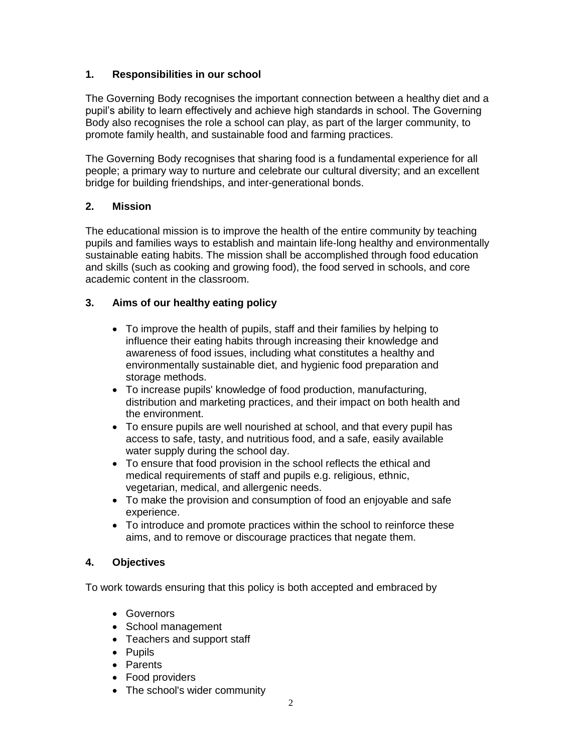## 1. Responsibilities in our school

The Governing Body recognises the important connection between a healthy diet and a pupil's ability to learn effectively and achieve high standards in school. The Governing Body also recognises the role a school can play, as part of the larger community, to promote family health, and sustainable food and farming practices.

The Governing Body recognises that sharing food is a fundamental experience for all people; a primary way to nurture and celebrate our cultural diversity; and an excellent bridge for building friendships, and inter-generational bonds.

## 2. Mission

The educational mission is to improve the health of the entire community by teaching pupils and families ways to establish and maintain life-long healthy and environmentally sustainable eating habits. The mission shall be accomplished through food education and skills (such as cooking and growing food), the food served in schools, and core academic content in the classroom.

## 3. Aims of our healthy eating policy

- To improve the health of pupils, staff and their families by helping to influence their eating habits through increasing their knowledge and awareness of food issues, including what constitutes a healthy and environmentally sustainable diet, and hygienic food preparation and storage methods.
- To increase pupils' knowledge of food production, manufacturing, distribution and marketing practices, and their impact on both health and the environment.
- To ensure pupils are well nourished at school, and that every pupil has access to safe, tasty, and nutritious food, and a safe, easily available water supply during the school day.
- To ensure that food provision in the school reflects the ethical and medical requirements of staff and pupils e.g. religious, ethnic, vegetarian, medical, and allergenic needs.
- To make the provision and consumption of food an enjoyable and safe experience.
- To introduce and promote practices within the school to reinforce these aims, and to remove or discourage practices that negate them.

## 4. Objectives

To work towards ensuring that this policy is both accepted and embraced by

- Governors
- School management
- Teachers and support staff
- Pupils
- Parents
- Food providers
- The school's wider community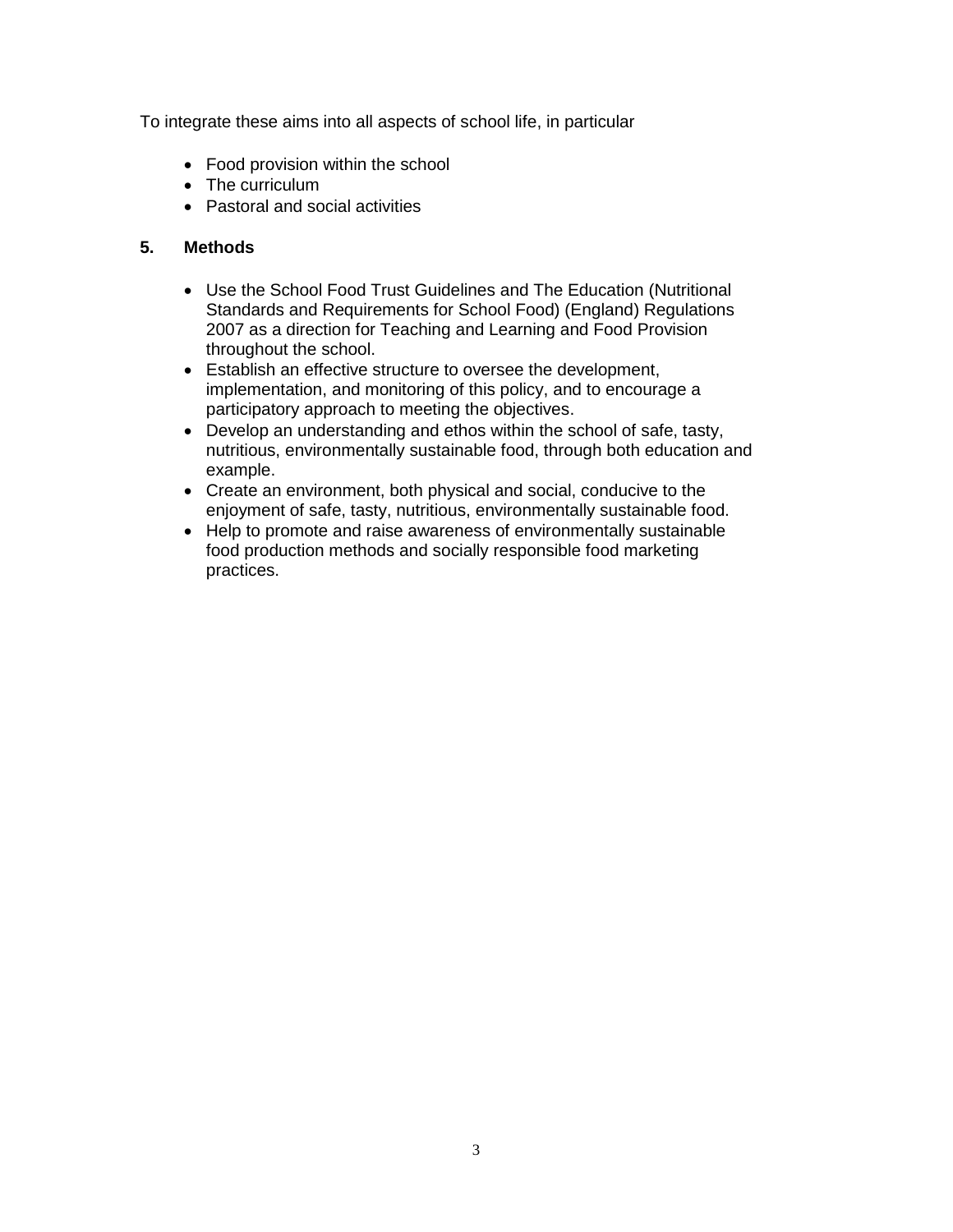To integrate these aims into all aspects of school life, in particular

- Food provision within the school
- The curriculum
- Pastoral and social activities

## 5. Methods

- Use the School Food Trust Guidelines and The Education (Nutritional Standards and Requirements for School Food) (England) Regulations 2007 as a direction for Teaching and Learning and Food Provision throughout the school.
- Establish an effective structure to oversee the development, implementation, and monitoring of this policy, and to encourage a participatory approach to meeting the objectives.
- Develop an understanding and ethos within the school of safe, tasty, nutritious, environmentally sustainable food, through both education and example.
- Create an environment, both physical and social, conducive to the enjoyment of safe, tasty, nutritious, environmentally sustainable food.
- Help to promote and raise awareness of environmentally sustainable food production methods and socially responsible food marketing practices.